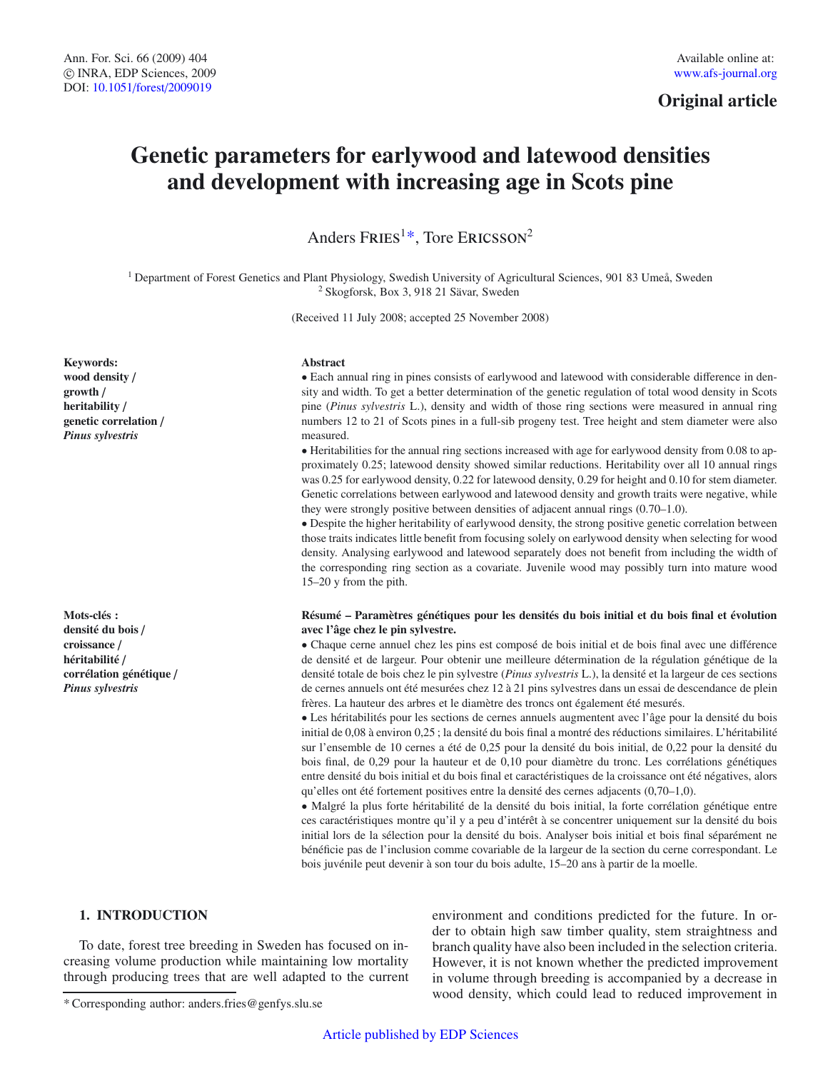Ann. For. Sci. 66 (2009) 404
© INRA, EDP Sciences, 2009
DOI: 10.1051/forest/2009019

Available online at:
www.afs-journal.org

**Original article**

# Genetic parameters for earlywood and latewood densities and development with increasing age in Scots pine

Anders Fries[1]*, Tore Ericsson[2]

[1] Department of Forest Genetics and Plant Physiology, Swedish University of Agricultural Sciences, 901 83 Umeå, Sweden
[2] Skogforsk, Box 3, 918 21 Sävar, Sweden

(Received 11 July 2008; accepted 25 November 2008)

**Keywords:** **wood density / growth / heritability / genetic correlation /** ***Pinus sylvestris***

**Abstract**

• Each annual ring in pines consists of earlywood and latewood with considerable difference in density and width. To get a better determination of the genetic regulation of total wood density in Scots pine (*Pinus sylvestris* L.), density and width of those ring sections were measured in annual ring numbers 12 to 21 of Scots pines in a full-sib progeny test. Tree height and stem diameter were also measured.

• Heritabilities for the annual ring sections increased with age for earlywood density from 0.08 to approximately 0.25; latewood density showed similar reductions. Heritability over all 10 annual rings was 0.25 for earlywood density, 0.22 for latewood density, 0.29 for height and 0.10 for stem diameter. Genetic correlations between earlywood and latewood density and growth traits were negative, while they were strongly positive between densities of adjacent annual rings (0.70–1.0).

• Despite the higher heritability of earlywood density, the strong positive genetic correlation between those traits indicates little benefit from focusing solely on earlywood density when selecting for wood density. Analysing earlywood and latewood separately does not benefit from including the width of the corresponding ring section as a covariate. Juvenile wood may possibly turn into mature wood 15–20 y from the pith.

**Mots-clés :** **densité du bois / croissance / héritabilité / corrélation génétique /** ***Pinus sylvestris***

**Résumé – Paramètres génétiques pour les densités du bois initial et du bois final et évolution avec l'âge chez le pin sylvestre.**

• Chaque cerne annuel chez les pins est composé de bois initial et de bois final avec une différence de densité et de largeur. Pour obtenir une meilleure détermination de la régulation génétique de la densité totale de bois chez le pin sylvestre (*Pinus sylvestris* L.), la densité et la largeur de ces sections de cernes annuels ont été mesurées chez 12 à 21 pins sylvestres dans un essai de descendance de plein frères. La hauteur des arbres et le diamètre des troncs ont également été mesurés.

• Les héritabilités pour les sections de cernes annuels augmentent avec l'âge pour la densité du bois initial de 0,08 à environ 0,25 ; la densité du bois final a montré des réductions similaires. L'héritabilité sur l'ensemble de 10 cernes a été de 0,25 pour la densité du bois initial, de 0,22 pour la densité du bois final, de 0,29 pour la hauteur et de 0,10 pour diamètre du tronc. Les corrélations génétiques entre densité du bois initial et du bois final et caractéristiques de la croissance ont été négatives, alors qu'elles ont été fortement positives entre la densité des cernes adjacents (0,70–1,0).

• Malgré la plus forte héritabilité de la densité du bois initial, la forte corrélation génétique entre ces caractéristiques montre qu'il y a peu d'intérêt à se concentrer uniquement sur la densité du bois initial lors de la sélection pour la densité du bois. Analyser bois initial et bois final séparément ne bénéficie pas de l'inclusion comme covariable de la largeur de la section du cerne correspondant. Le bois juvénile peut devenir à son tour du bois adulte, 15–20 ans à partir de la moelle.

## 1. INTRODUCTION

To date, forest tree breeding in Sweden has focused on increasing volume production while maintaining low mortality through producing trees that are well adapted to the current environment and conditions predicted for the future. In order to obtain high saw timber quality, stem straightness and branch quality have also been included in the selection criteria. However, it is not known whether the predicted improvement in volume through breeding is accompanied by a decrease in wood density, which could lead to reduced improvement in

* Corresponding author: anders.fries@genfys.slu.se

Article published by EDP Sciences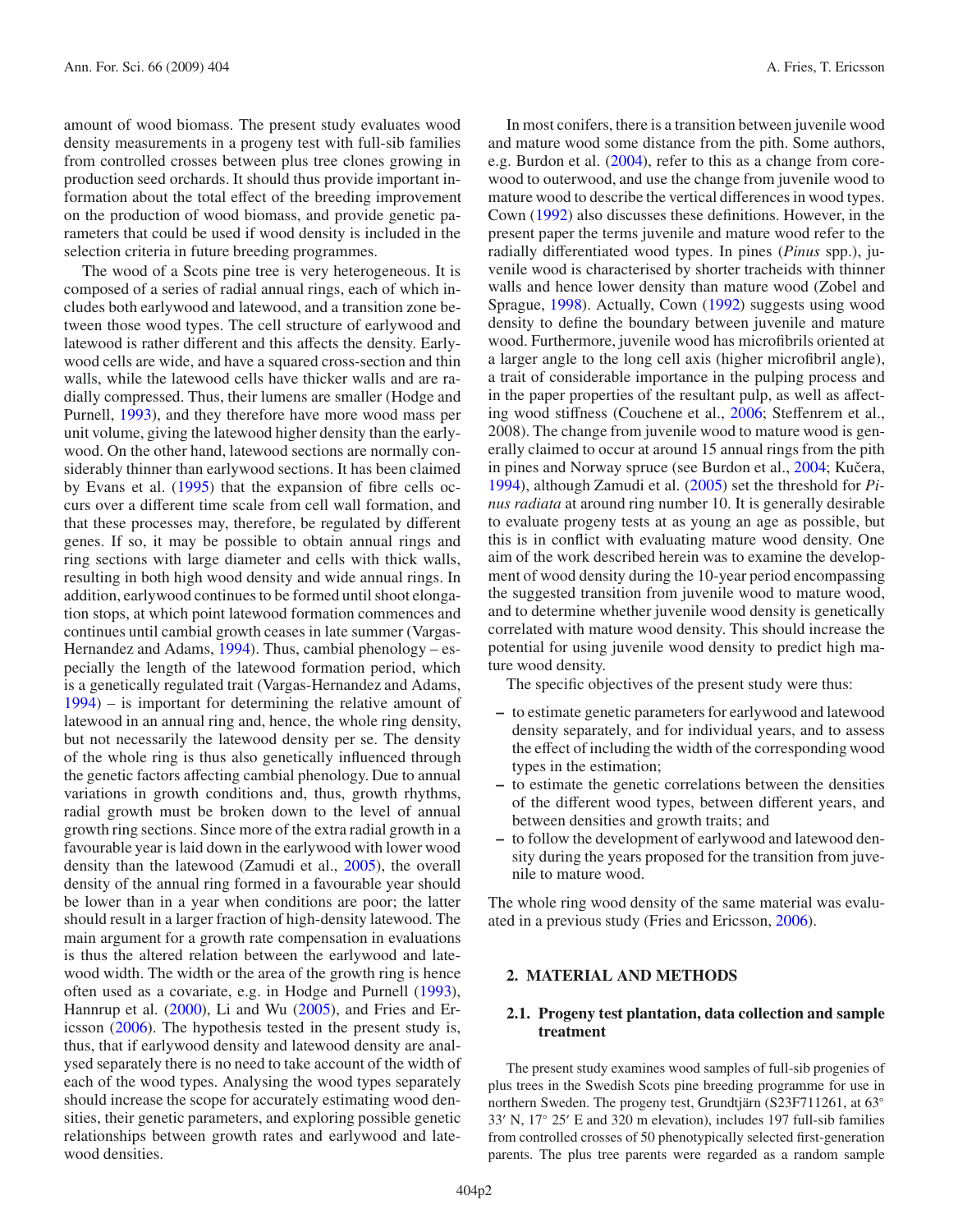amount of wood biomass. The present study evaluates wood density measurements in a progeny test with full-sib families from controlled crosses between plus tree clones growing in production seed orchards. It should thus provide important information about the total effect of the breeding improvement on the production of wood biomass, and provide genetic parameters that could be used if wood density is included in the selection criteria in future breeding programmes.

The wood of a Scots pine tree is very heterogeneous. It is composed of a series of radial annual rings, each of which includes both earlywood and latewood, and a transition zone between those wood types. The cell structure of earlywood and latewood is rather different and this affects the density. Earlywood cells are wide, and have a squared cross-section and thin walls, while the latewood cells have thicker walls and are radially compressed. Thus, their lumens are smaller (Hodge and Purnell, 1993), and they therefore have more wood mass per unit volume, giving the latewood higher density than the earlywood. On the other hand, latewood sections are normally considerably thinner than earlywood sections. It has been claimed by Evans et al. (1995) that the expansion of fibre cells occurs over a different time scale from cell wall formation, and that these processes may, therefore, be regulated by different genes. If so, it may be possible to obtain annual rings and ring sections with large diameter and cells with thick walls, resulting in both high wood density and wide annual rings. In addition, earlywood continues to be formed until shoot elongation stops, at which point latewood formation commences and continues until cambial growth ceases in late summer (Vargas-Hernandez and Adams, 1994). Thus, cambial phenology – especially the length of the latewood formation period, which is a genetically regulated trait (Vargas-Hernandez and Adams, 1994) – is important for determining the relative amount of latewood in an annual ring and, hence, the whole ring density, but not necessarily the latewood density per se. The density of the whole ring is thus also genetically influenced through the genetic factors affecting cambial phenology. Due to annual variations in growth conditions and, thus, growth rhythms, radial growth must be broken down to the level of annual growth ring sections. Since more of the extra radial growth in a favourable year is laid down in the earlywood with lower wood density than the latewood (Zamudi et al., 2005), the overall density of the annual ring formed in a favourable year should be lower than in a year when conditions are poor; the latter should result in a larger fraction of high-density latewood. The main argument for a growth rate compensation in evaluations is thus the altered relation between the earlywood and latewood width. The width or the area of the growth ring is hence often used as a covariate, e.g. in Hodge and Purnell (1993), Hannrup et al. (2000), Li and Wu (2005), and Fries and Ericsson (2006). The hypothesis tested in the present study is, thus, that if earlywood density and latewood density are analysed separately there is no need to take account of the width of each of the wood types. Analysing the wood types separately should increase the scope for accurately estimating wood densities, their genetic parameters, and exploring possible genetic relationships between growth rates and earlywood and latewood densities.

In most conifers, there is a transition between juvenile wood and mature wood some distance from the pith. Some authors, e.g. Burdon et al. (2004), refer to this as a change from corewood to outerwood, and use the change from juvenile wood to mature wood to describe the vertical differences in wood types. Cown (1992) also discusses these definitions. However, in the present paper the terms juvenile and mature wood refer to the radially differentiated wood types. In pines (*Pinus* spp.), juvenile wood is characterised by shorter tracheids with thinner walls and hence lower density than mature wood (Zobel and Sprague, 1998). Actually, Cown (1992) suggests using wood density to define the boundary between juvenile and mature wood. Furthermore, juvenile wood has microfibrils oriented at a larger angle to the long cell axis (higher microfibril angle), a trait of considerable importance in the pulping process and in the paper properties of the resultant pulp, as well as affecting wood stiffness (Couchene et al., 2006; Steffenrem et al., 2008). The change from juvenile wood to mature wood is generally claimed to occur at around 15 annual rings from the pith in pines and Norway spruce (see Burdon et al., 2004; Kučera, 1994), although Zamudi et al. (2005) set the threshold for *Pinus radiata* at around ring number 10. It is generally desirable to evaluate progeny tests at as young an age as possible, but this is in conflict with evaluating mature wood density. One aim of the work described herein was to examine the development of wood density during the 10-year period encompassing the suggested transition from juvenile wood to mature wood, and to determine whether juvenile wood density is genetically correlated with mature wood density. This should increase the potential for using juvenile wood density to predict high mature wood density.

The specific objectives of the present study were thus:

- to estimate genetic parameters for earlywood and latewood density separately, and for individual years, and to assess the effect of including the width of the corresponding wood types in the estimation;
- to estimate the genetic correlations between the densities of the different wood types, between different years, and between densities and growth traits; and
- to follow the development of earlywood and latewood density during the years proposed for the transition from juvenile to mature wood.

The whole ring wood density of the same material was evaluated in a previous study (Fries and Ericsson, 2006).

## 2. MATERIAL AND METHODS

### 2.1. Progeny test plantation, data collection and sample treatment

The present study examines wood samples of full-sib progenies of plus trees in the Swedish Scots pine breeding programme for use in northern Sweden. The progeny test, Grundtjärn (S23F711261, at 63° 33′ N, 17° 25′ E and 320 m elevation), includes 197 full-sib families from controlled crosses of 50 phenotypically selected first-generation parents. The plus tree parents were regarded as a random sample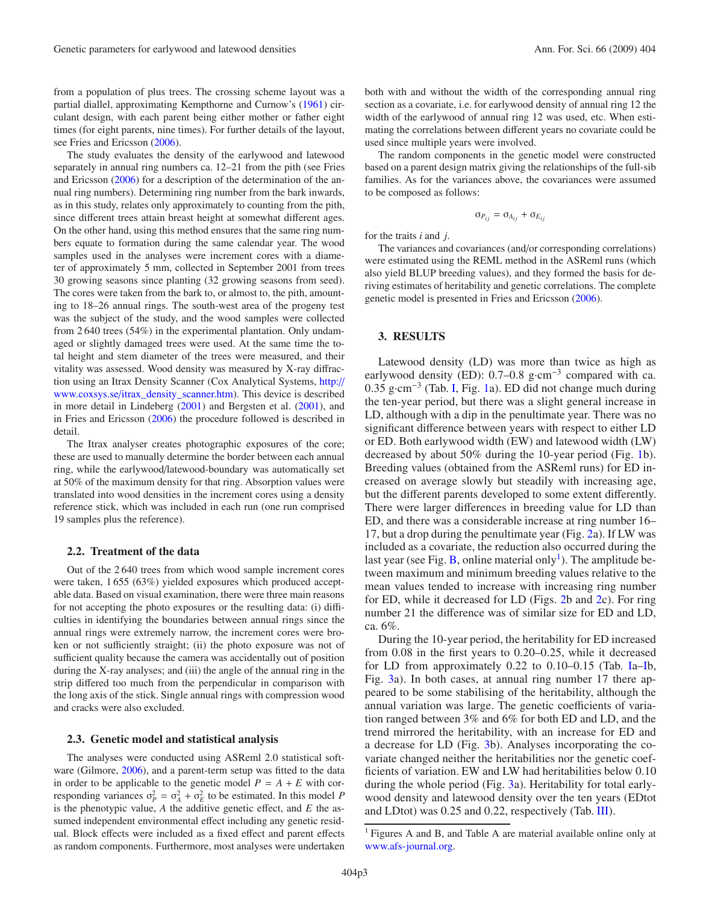from a population of plus trees. The crossing scheme layout was a partial diallel, approximating Kempthorne and Curnow's (1961) circulant design, with each parent being either mother or father eight times (for eight parents, nine times). For further details of the layout, see Fries and Ericsson (2006).

The study evaluates the density of the earlywood and latewood separately in annual ring numbers ca. 12–21 from the pith (see Fries and Ericsson (2006) for a description of the determination of the annual ring numbers). Determining ring number from the bark inwards, as in this study, relates only approximately to counting from the pith, since different trees attain breast height at somewhat different ages. On the other hand, using this method ensures that the same ring numbers equate to formation during the same calendar year. The wood samples used in the analyses were increment cores with a diameter of approximately 5 mm, collected in September 2001 from trees 30 growing seasons since planting (32 growing seasons from seed). The cores were taken from the bark to, or almost to, the pith, amounting to 18–26 annual rings. The south-west area of the progeny test was the subject of the study, and the wood samples were collected from 2 640 trees (54%) in the experimental plantation. Only undamaged or slightly damaged trees were used. At the same time the total height and stem diameter of the trees were measured, and their vitality was assessed. Wood density was measured by X-ray diffraction using an Itrax Density Scanner (Cox Analytical Systems, http://www.coxsys.se/itrax_density_scanner.htm). This device is described in more detail in Lindeberg (2001) and Bergsten et al. (2001), and in Fries and Ericsson (2006) the procedure followed is described in detail.

The Itrax analyser creates photographic exposures of the core; these are used to manually determine the border between each annual ring, while the earlywood/latewood-boundary was automatically set at 50% of the maximum density for that ring. Absorption values were translated into wood densities in the increment cores using a density reference stick, which was included in each run (one run comprised 19 samples plus the reference).

### 2.2. Treatment of the data

Out of the 2 640 trees from which wood sample increment cores were taken, 1 655 (63%) yielded exposures which produced acceptable data. Based on visual examination, there were three main reasons for not accepting the photo exposures or the resulting data: (i) difficulties in identifying the boundaries between annual rings since the annual rings were extremely narrow, the increment cores were broken or not sufficiently straight; (ii) the photo exposure was not of sufficient quality because the camera was accidentally out of position during the X-ray analyses; and (iii) the angle of the annual ring in the strip differed too much from the perpendicular in comparison with the long axis of the stick. Single annual rings with compression wood and cracks were also excluded.

### 2.3. Genetic model and statistical analysis

The analyses were conducted using ASReml 2.0 statistical software (Gilmore, 2006), and a parent-term setup was fitted to the data in order to be applicable to the genetic model $P = A + E$ with corresponding variances $\sigma_P^2 = \sigma_A^2 + \sigma_E^2$ to be estimated. In this model $P$ is the phenotypic value, $A$ the additive genetic effect, and $E$ the assumed independent environmental effect including any genetic residual. Block effects were included as a fixed effect and parent effects as random components. Furthermore, most analyses were undertaken both with and without the width of the corresponding annual ring section as a covariate, i.e. for earlywood density of annual ring 12 the width of the earlywood of annual ring 12 was used, etc. When estimating the correlations between different years no covariate could be used since multiple years were involved.

The random components in the genetic model were constructed based on a parent design matrix giving the relationships of the full-sib families. As for the variances above, the covariances were assumed to be composed as follows:

$$\sigma_{P_{ij}} = \sigma_{A_{ij}} + \sigma_{E_{ij}}$$

for the traits $i$ and $j$.

The variances and covariances (and/or corresponding correlations) were estimated using the REML method in the ASReml runs (which also yield BLUP breeding values), and they formed the basis for deriving estimates of heritability and genetic correlations. The complete genetic model is presented in Fries and Ericsson (2006).

## 3. RESULTS

Latewood density (LD) was more than twice as high as earlywood density (ED): 0.7–0.8 g·cm$^{-3}$ compared with ca. 0.35 g·cm$^{-3}$ (Tab. I, Fig. 1a). ED did not change much during the ten-year period, but there was a slight general increase in LD, although with a dip in the penultimate year. There was no significant difference between years with respect to either LD or ED. Both earlywood width (EW) and latewood width (LW) decreased by about 50% during the 10-year period (Fig. 1b). Breeding values (obtained from the ASReml runs) for ED increased on average slowly but steadily with increasing age, but the different parents developed to some extent differently. There were larger differences in breeding value for LD than ED, and there was a considerable increase at ring number 16–17, but a drop during the penultimate year (Fig. 2a). If LW was included as a covariate, the reduction also occurred during the last year (see Fig. B, online material only[1]). The amplitude between maximum and minimum breeding values relative to the mean values tended to increase with increasing ring number for ED, while it decreased for LD (Figs. 2b and 2c). For ring number 21 the difference was of similar size for ED and LD, ca. 6%.

During the 10-year period, the heritability for ED increased from 0.08 in the first years to 0.20–0.25, while it decreased for LD from approximately 0.22 to 0.10–0.15 (Tab. Ia–Ib, Fig. 3a). In both cases, at annual ring number 17 there appeared to be some stabilising of the heritability, although the annual variation was large. The genetic coefficients of variation ranged between 3% and 6% for both ED and LD, and the trend mirrored the heritability, with an increase for ED and a decrease for LD (Fig. 3b). Analyses incorporating the covariate changed neither the heritabilities nor the genetic coefficients of variation. EW and LW had heritabilities below 0.10 during the whole period (Fig. 3a). Heritability for total earlywood density and latewood density over the ten years (EDtot and LDtot) was 0.25 and 0.22, respectively (Tab. III).

[1] Figures A and B, and Table A are material available online only at www.afs-journal.org.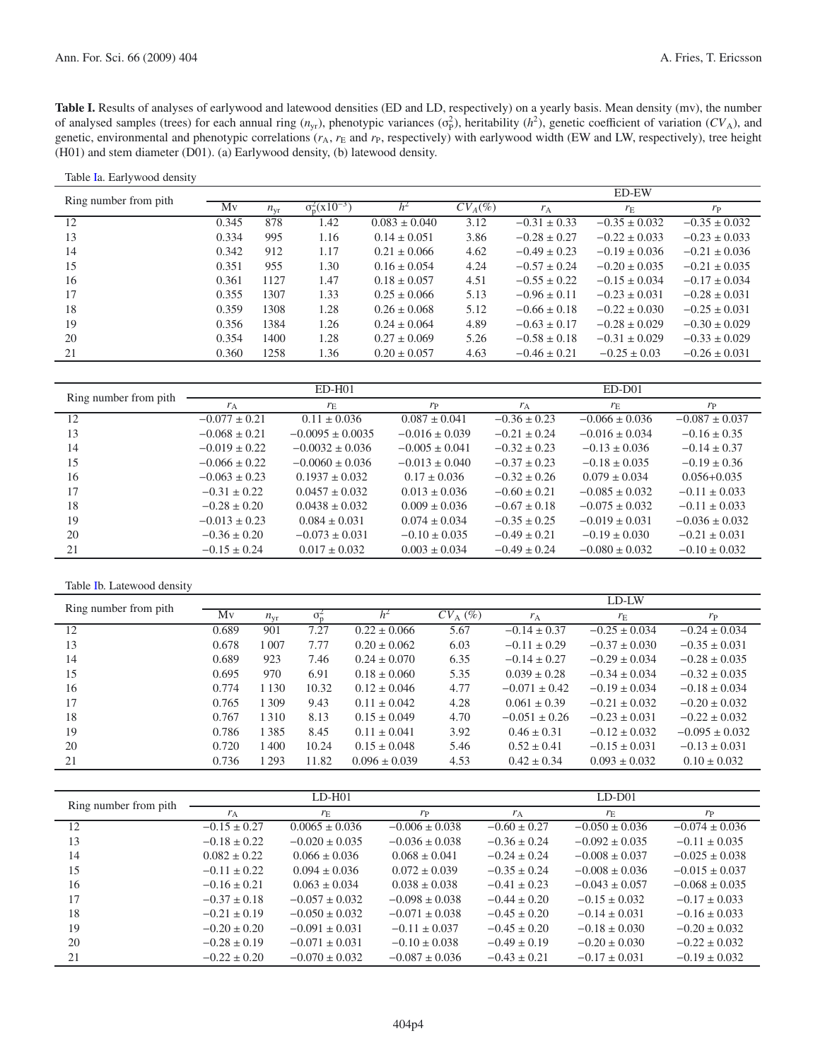**Table I.** Results of analyses of earlywood and latewood densities (ED and LD, respectively) on a yearly basis. Mean density (mv), the number of analysed samples (trees) for each annual ring ($n_{yr}$), phenotypic variances ($\sigma^2_P$), heritability ($h^2$), genetic coefficient of variation ($CV_A$), and genetic, environmental and phenotypic correlations ($r_A$, $r_E$ and $r_P$, respectively) with earlywood width (EW and LW, respectively), tree height (H01) and stem diameter (D01). (a) Earlywood density, (b) latewood density.

Table Ia. Earlywood density

| Ring number from pith | | | | | | ED-EW | | |
|---|---|---|---|---|---|---|---|---|
| | Mv | $n_{yr}$ | $\sigma^2_p(x10^{-3})$ | $h^2$ | $CV_A(\%)$ | $r_A$ | $r_E$ | $r_P$ |
| 12 | 0.345 | 878 | 1.42 | 0.083 ± 0.040 | 3.12 | −0.31 ± 0.33 | −0.35 ± 0.032 | −0.35 ± 0.032 |
| 13 | 0.334 | 995 | 1.16 | 0.14 ± 0.051 | 3.86 | −0.28 ± 0.27 | −0.22 ± 0.033 | −0.23 ± 0.033 |
| 14 | 0.342 | 912 | 1.17 | 0.21 ± 0.066 | 4.62 | −0.49 ± 0.23 | −0.19 ± 0.036 | −0.21 ± 0.036 |
| 15 | 0.351 | 955 | 1.30 | 0.16 ± 0.054 | 4.24 | −0.57 ± 0.24 | −0.20 ± 0.035 | −0.21 ± 0.035 |
| 16 | 0.361 | 1127 | 1.47 | 0.18 ± 0.057 | 4.51 | −0.55 ± 0.22 | −0.15 ± 0.034 | −0.17 ± 0.034 |
| 17 | 0.355 | 1307 | 1.33 | 0.25 ± 0.066 | 5.13 | −0.96 ± 0.11 | −0.23 ± 0.031 | −0.28 ± 0.031 |
| 18 | 0.359 | 1308 | 1.28 | 0.26 ± 0.068 | 5.12 | −0.66 ± 0.18 | −0.22 ± 0.030 | −0.25 ± 0.031 |
| 19 | 0.356 | 1384 | 1.26 | 0.24 ± 0.064 | 4.89 | −0.63 ± 0.17 | −0.28 ± 0.029 | −0.30 ± 0.029 |
| 20 | 0.354 | 1400 | 1.28 | 0.27 ± 0.069 | 5.26 | −0.58 ± 0.18 | −0.31 ± 0.029 | −0.33 ± 0.029 |
| 21 | 0.360 | 1258 | 1.36 | 0.20 ± 0.057 | 4.63 | −0.46 ± 0.21 | −0.25 ± 0.03 | −0.26 ± 0.031 |

| Ring number from pith | ED-H01 | | | ED-D01 | | |
|---|---|---|---|---|---|---|
| | $r_A$ | $r_E$ | $r_P$ | $r_A$ | $r_E$ | $r_P$ |
| 12 | −0.077 ± 0.21 | 0.11 ± 0.036 | 0.087 ± 0.041 | −0.36 ± 0.23 | −0.066 ± 0.036 | −0.087 ± 0.037 |
| 13 | −0.068 ± 0.21 | −0.0095 ± 0.0035 | −0.016 ± 0.039 | −0.21 ± 0.24 | −0.016 ± 0.034 | −0.16 ± 0.35 |
| 14 | −0.019 ± 0.22 | −0.0032 ± 0.036 | −0.005 ± 0.041 | −0.32 ± 0.23 | −0.13 ± 0.036 | −0.14 ± 0.37 |
| 15 | −0.066 ± 0.22 | −0.0060 ± 0.036 | −0.013 ± 0.040 | −0.37 ± 0.23 | −0.18 ± 0.035 | −0.19 ± 0.36 |
| 16 | −0.063 ± 0.23 | 0.1937 ± 0.032 | 0.17 ± 0.036 | −0.32 ± 0.26 | 0.079 ± 0.034 | 0.056+0.035 |
| 17 | −0.31 ± 0.22 | 0.0457 ± 0.032 | 0.013 ± 0.036 | −0.60 ± 0.21 | −0.085 ± 0.032 | −0.11 ± 0.033 |
| 18 | −0.28 ± 0.20 | 0.0438 ± 0.032 | 0.009 ± 0.036 | −0.67 ± 0.18 | −0.075 ± 0.032 | −0.11 ± 0.033 |
| 19 | −0.013 ± 0.23 | 0.084 ± 0.031 | 0.074 ± 0.034 | −0.35 ± 0.25 | −0.019 ± 0.031 | −0.036 ± 0.032 |
| 20 | −0.36 ± 0.20 | −0.073 ± 0.031 | −0.10 ± 0.035 | −0.49 ± 0.21 | −0.19 ± 0.030 | −0.21 ± 0.031 |
| 21 | −0.15 ± 0.24 | 0.017 ± 0.032 | 0.003 ± 0.034 | −0.49 ± 0.24 | −0.080 ± 0.032 | −0.10 ± 0.032 |

Table Ib. Latewood density

| Ring number from pith | | | | | | LD-LW | | |
|---|---|---|---|---|---|---|---|---|
| | Mv | $n_{yr}$ | $\sigma^2_p$ | $h^2$ | $CV_A$ (%) | $r_A$ | $r_E$ | $r_P$ |
| 12 | 0.689 | 901 | 7.27 | 0.22 ± 0.066 | 5.67 | −0.14 ± 0.37 | −0.25 ± 0.034 | −0.24 ± 0.034 |
| 13 | 0.678 | 1 007 | 7.77 | 0.20 ± 0.062 | 6.03 | −0.11 ± 0.29 | −0.37 ± 0.030 | −0.35 ± 0.031 |
| 14 | 0.689 | 923 | 7.46 | 0.24 ± 0.070 | 6.35 | −0.14 ± 0.27 | −0.29 ± 0.034 | −0.28 ± 0.035 |
| 15 | 0.695 | 970 | 6.91 | 0.18 ± 0.060 | 5.35 | 0.039 ± 0.28 | −0.34 ± 0.034 | −0.32 ± 0.035 |
| 16 | 0.774 | 1 130 | 10.32 | 0.12 ± 0.046 | 4.77 | −0.071 ± 0.42 | −0.19 ± 0.034 | −0.18 ± 0.034 |
| 17 | 0.765 | 1 309 | 9.43 | 0.11 ± 0.042 | 4.28 | 0.061 ± 0.39 | −0.21 ± 0.032 | −0.20 ± 0.032 |
| 18 | 0.767 | 1 310 | 8.13 | 0.15 ± 0.049 | 4.70 | −0.051 ± 0.26 | −0.23 ± 0.031 | −0.22 ± 0.032 |
| 19 | 0.786 | 1 385 | 8.45 | 0.11 ± 0.041 | 3.92 | 0.46 ± 0.31 | −0.12 ± 0.032 | −0.095 ± 0.032 |
| 20 | 0.720 | 1 400 | 10.24 | 0.15 ± 0.048 | 5.46 | 0.52 ± 0.41 | −0.15 ± 0.031 | −0.13 ± 0.031 |
| 21 | 0.736 | 1 293 | 11.82 | 0.096 ± 0.039 | 4.53 | 0.42 ± 0.34 | 0.093 ± 0.032 | 0.10 ± 0.032 |

| Ring number from pith | LD-H01 | | | LD-D01 | | |
|---|---|---|---|---|---|---|
| | $r_A$ | $r_E$ | $r_P$ | $r_A$ | $r_E$ | $r_P$ |
| 12 | −0.15 ± 0.27 | 0.0065 ± 0.036 | −0.006 ± 0.038 | −0.60 ± 0.27 | −0.050 ± 0.036 | −0.074 ± 0.036 |
| 13 | −0.18 ± 0.22 | −0.020 ± 0.035 | −0.036 ± 0.038 | −0.36 ± 0.24 | −0.092 ± 0.035 | −0.11 ± 0.035 |
| 14 | 0.082 ± 0.22 | 0.066 ± 0.036 | 0.068 ± 0.041 | −0.24 ± 0.24 | −0.008 ± 0.037 | −0.025 ± 0.038 |
| 15 | −0.11 ± 0.22 | 0.094 ± 0.036 | 0.072 ± 0.039 | −0.35 ± 0.24 | −0.008 ± 0.036 | −0.015 ± 0.037 |
| 16 | −0.16 ± 0.21 | 0.063 ± 0.034 | 0.038 ± 0.038 | −0.41 ± 0.23 | −0.043 ± 0.057 | −0.068 ± 0.035 |
| 17 | −0.37 ± 0.18 | −0.057 ± 0.032 | −0.098 ± 0.038 | −0.44 ± 0.20 | −0.15 ± 0.032 | −0.17 ± 0.033 |
| 18 | −0.21 ± 0.19 | −0.050 ± 0.032 | −0.071 ± 0.038 | −0.45 ± 0.20 | −0.14 ± 0.031 | −0.16 ± 0.033 |
| 19 | −0.20 ± 0.20 | −0.091 ± 0.031 | −0.11 ± 0.037 | −0.45 ± 0.20 | −0.18 ± 0.030 | −0.20 ± 0.032 |
| 20 | −0.28 ± 0.19 | −0.071 ± 0.031 | −0.10 ± 0.038 | −0.49 ± 0.19 | −0.20 ± 0.030 | −0.22 ± 0.032 |
| 21 | −0.22 ± 0.20 | −0.070 ± 0.032 | −0.087 ± 0.036 | −0.43 ± 0.21 | −0.17 ± 0.031 | −0.19 ± 0.032 |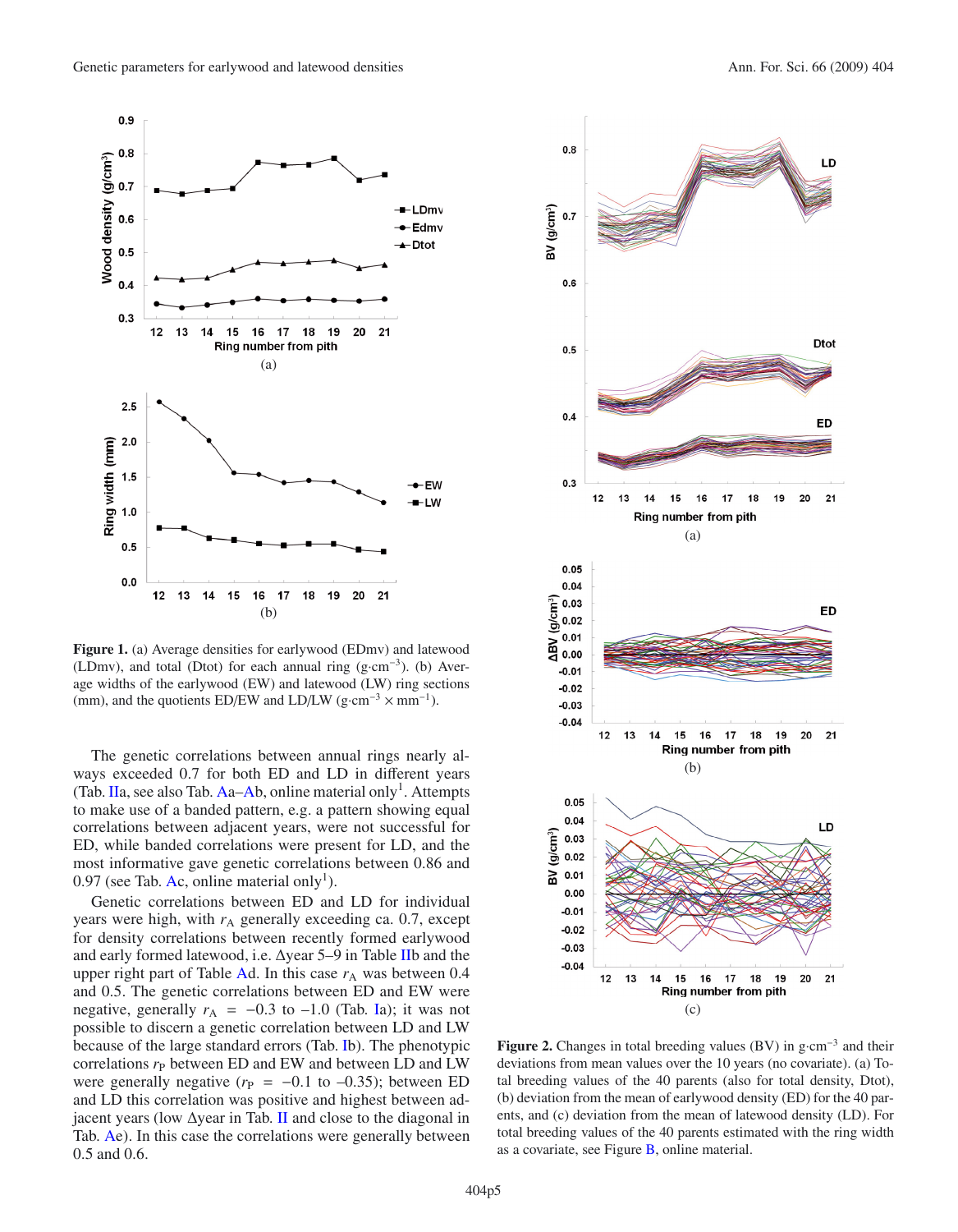**Figure 1.** (a) Average densities for earlywood (EDmv) and latewood (LDmv), and total (Dtot) for each annual ring (g·cm$^{-3}$). (b) Average widths of the earlywood (EW) and latewood (LW) ring sections (mm), and the quotients ED/EW and LD/LW (g·cm$^{-3}$ × mm$^{-1}$).

The genetic correlations between annual rings nearly always exceeded 0.7 for both ED and LD in different years (Tab. IIa, see also Tab. Aa–Ab, online material only[1]. Attempts to make use of a banded pattern, e.g. a pattern showing equal correlations between adjacent years, were not successful for ED, while banded correlations were present for LD, and the most informative gave genetic correlations between 0.86 and 0.97 (see Tab. Ac, online material only[1]).

Genetic correlations between ED and LD for individual years were high, with $r_A$ generally exceeding ca. 0.7, except for density correlations between recently formed earlywood and early formed latewood, i.e. Δyear 5–9 in Table IIb and the upper right part of Table Ad. In this case $r_A$ was between 0.4 and 0.5. The genetic correlations between ED and EW were negative, generally $r_A = -0.3$ to $-1.0$ (Tab. Ia); it was not possible to discern a genetic correlation between LD and LW because of the large standard errors (Tab. Ib). The phenotypic correlations $r_P$ between ED and EW and between LD and LW were generally negative ($r_P = -0.1$ to $-0.35$); between ED and LD this correlation was positive and highest between adjacent years (low Δyear in Tab. II and close to the diagonal in Tab. Ae). In this case the correlations were generally between 0.5 and 0.6.

**Figure 2.** Changes in total breeding values (BV) in g·cm$^{-3}$ and their deviations from mean values over the 10 years (no covariate). (a) Total breeding values of the 40 parents (also for total density, Dtot), (b) deviation from the mean of earlywood density (ED) for the 40 parents, and (c) deviation from the mean of latewood density (LD). For total breeding values of the 40 parents estimated with the ring width as a covariate, see Figure B, online material.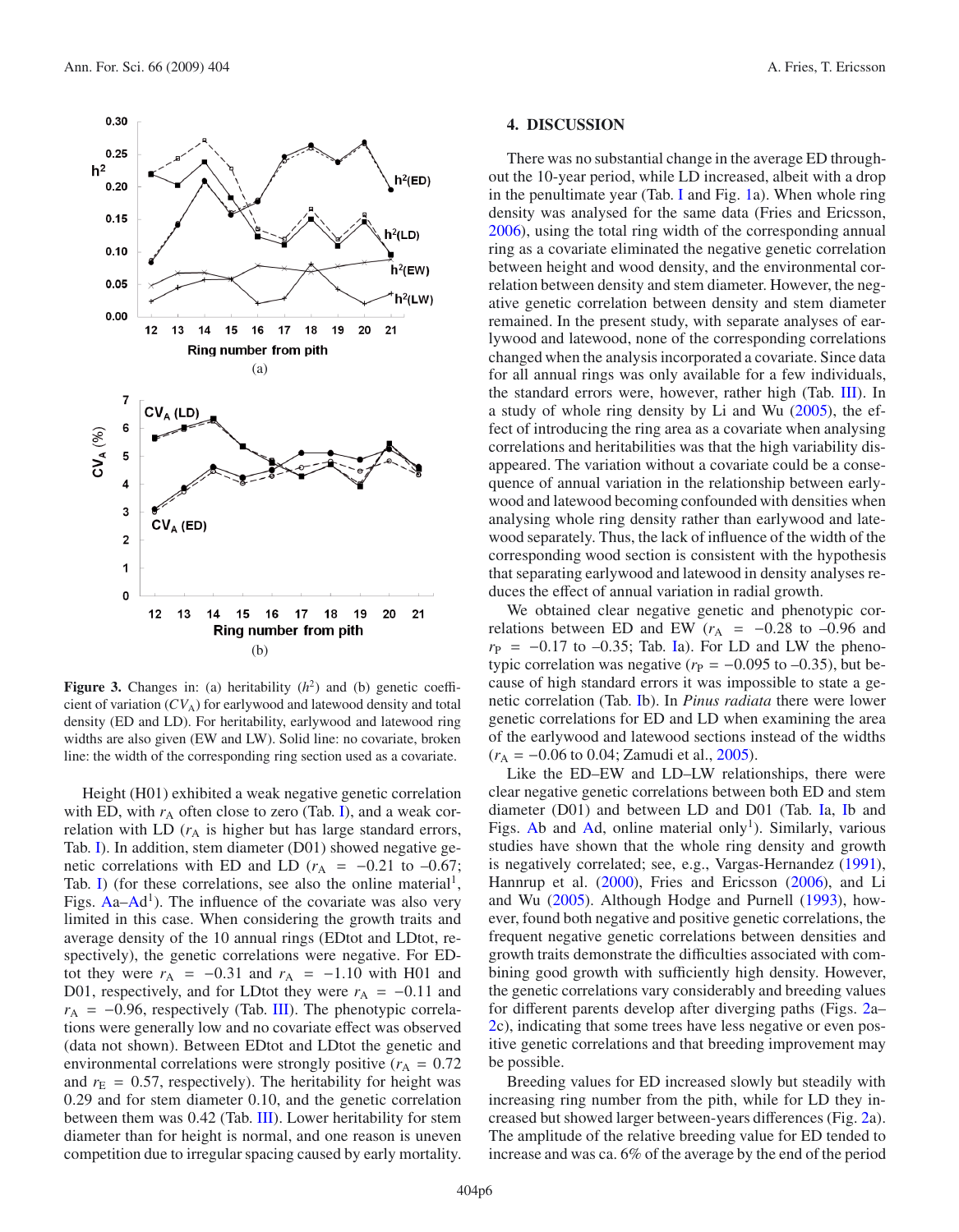Figure 3. Changes in: (a) heritability ($h^2$) and (b) genetic coefficient of variation ($CV_A$) for earlywood and latewood density and total density (ED and LD). For heritability, earlywood and latewood ring widths are also given (EW and LW). Solid line: no covariate, broken line: the width of the corresponding ring section used as a covariate.

Height (H01) exhibited a weak negative genetic correlation with ED, with $r_A$ often close to zero (Tab. I), and a weak correlation with LD ($r_A$ is higher but has large standard errors, Tab. I). In addition, stem diameter (D01) showed negative genetic correlations with ED and LD ($r_A = -0.21$ to $-0.67$; Tab. I) (for these correlations, see also the online material[1], Figs. Aa–Ad[1]). The influence of the covariate was also very limited in this case. When considering the growth traits and average density of the 10 annual rings (EDtot and LDtot, respectively), the genetic correlations were negative. For EDtot they were $r_A = -0.31$ and $r_A = -1.10$ with H01 and D01, respectively, and for LDtot they were $r_A = -0.11$ and $r_A = -0.96$, respectively (Tab. III). The phenotypic correlations were generally low and no covariate effect was observed (data not shown). Between EDtot and LDtot the genetic and environmental correlations were strongly positive ($r_A = 0.72$ and $r_E = 0.57$, respectively). The heritability for height was 0.29 and for stem diameter 0.10, and the genetic correlation between them was 0.42 (Tab. III). Lower heritability for stem diameter than for height is normal, and one reason is uneven competition due to irregular spacing caused by early mortality.

## 4. DISCUSSION

There was no substantial change in the average ED throughout the 10-year period, while LD increased, albeit with a drop in the penultimate year (Tab. I and Fig. 1a). When whole ring density was analysed for the same data (Fries and Ericsson, 2006), using the total ring width of the corresponding annual ring as a covariate eliminated the negative genetic correlation between height and wood density, and the environmental correlation between density and stem diameter. However, the negative genetic correlation between density and stem diameter remained. In the present study, with separate analyses of earlywood and latewood, none of the corresponding correlations changed when the analysis incorporated a covariate. Since data for all annual rings was only available for a few individuals, the standard errors were, however, rather high (Tab. III). In a study of whole ring density by Li and Wu (2005), the effect of introducing the ring area as a covariate when analysing correlations and heritabilities was that the high variability disappeared. The variation without a covariate could be a consequence of annual variation in the relationship between earlywood and latewood becoming confounded with densities when analysing whole ring density rather than earlywood and latewood separately. Thus, the lack of influence of the width of the corresponding wood section is consistent with the hypothesis that separating earlywood and latewood in density analyses reduces the effect of annual variation in radial growth.

We obtained clear negative genetic and phenotypic correlations between ED and EW ($r_A = -0.28$ to $-0.96$ and $r_P = -0.17$ to $-0.35$; Tab. Ia). For LD and LW the phenotypic correlation was negative ($r_P = -0.095$ to $-0.35$), but because of high standard errors it was impossible to state a genetic correlation (Tab. Ib). In *Pinus radiata* there were lower genetic correlations for ED and LD when examining the area of the earlywood and latewood sections instead of the widths ($r_A = -0.06$ to 0.04; Zamudi et al., 2005).

Like the ED–EW and LD–LW relationships, there were clear negative genetic correlations between both ED and stem diameter (D01) and between LD and D01 (Tab. Ia, Ib and Figs. Ab and Ad, online material only[1]). Similarly, various studies have shown that the whole ring density and growth is negatively correlated; see, e.g., Vargas-Hernandez (1991), Hannrup et al. (2000), Fries and Ericsson (2006), and Li and Wu (2005). Although Hodge and Purnell (1993), however, found both negative and positive genetic correlations, the frequent negative genetic correlations between densities and growth traits demonstrate the difficulties associated with combining good growth with sufficiently high density. However, the genetic correlations vary considerably and breeding values for different parents develop after diverging paths (Figs. 2a–2c), indicating that some trees have less negative or even positive genetic correlations and that breeding improvement may be possible.

Breeding values for ED increased slowly but steadily with increasing ring number from the pith, while for LD they increased but showed larger between-years differences (Fig. 2a). The amplitude of the relative breeding value for ED tended to increase and was ca. 6% of the average by the end of the period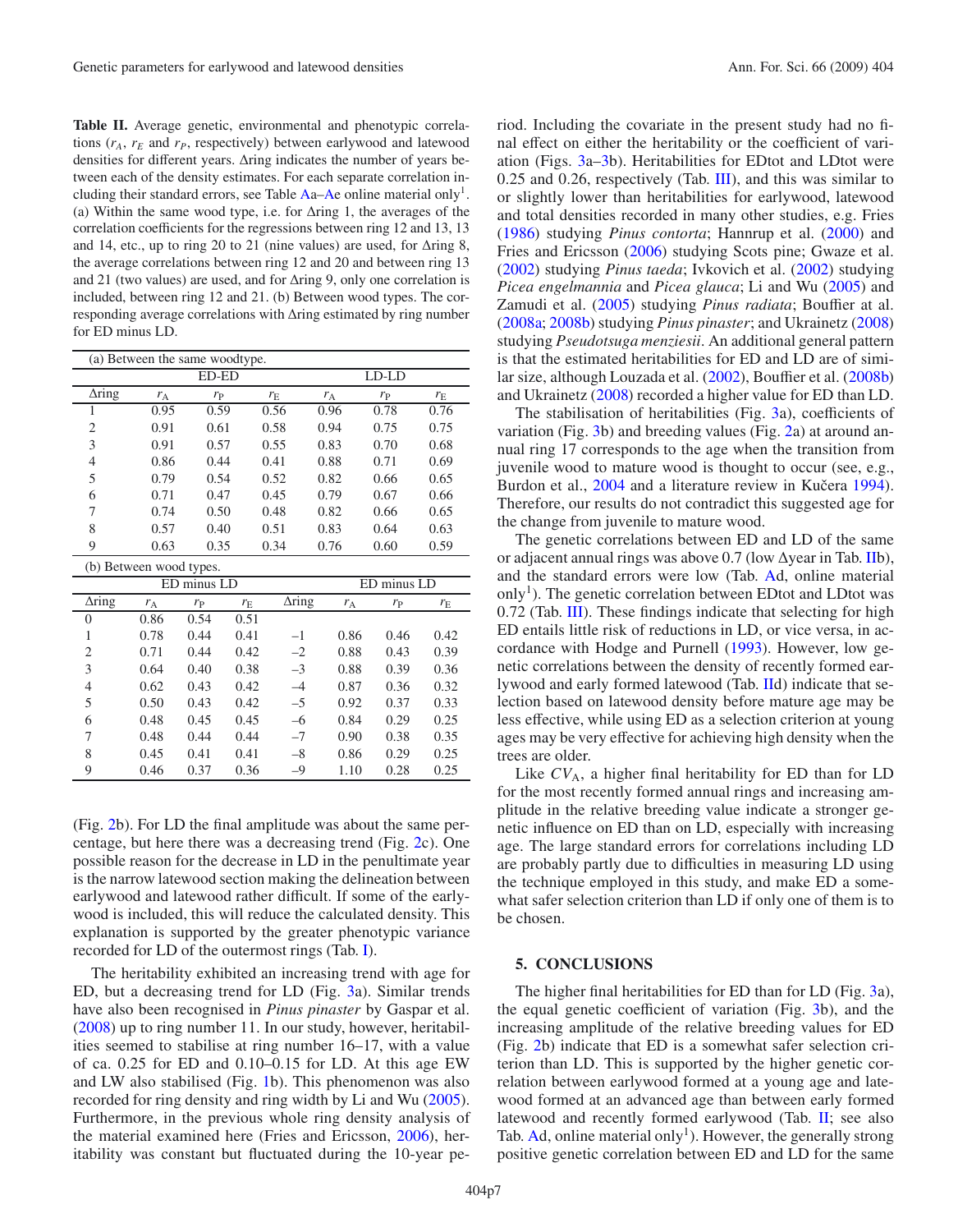**Table II.** Average genetic, environmental and phenotypic correlations ($r_A$, $r_E$ and $r_P$, respectively) between earlywood and latewood densities for different years. Δring indicates the number of years between each of the density estimates. For each separate correlation including their standard errors, see Table Aa–Ae online material only[1]. (a) Within the same wood type, i.e. for Δring 1, the averages of the correlation coefficients for the regressions between ring 12 and 13, 13 and 14, etc., up to ring 20 to 21 (nine values) are used, for Δring 8, the average correlations between ring 12 and 20 and between ring 13 and 21 (two values) are used, and for Δring 9, only one correlation is included, between ring 12 and 21. (b) Between wood types. The corresponding average correlations with Δring estimated by ring number for ED minus LD.

(a) Between the same woodtype.

| | ED-ED | | | LD-LD | | |
|---|---|---|---|---|---|---|
| Δring | $r_A$ | $r_P$ | $r_E$ | $r_A$ | $r_P$ | $r_E$ |
| 1 | 0.95 | 0.59 | 0.56 | 0.96 | 0.78 | 0.76 |
| 2 | 0.91 | 0.61 | 0.58 | 0.94 | 0.75 | 0.75 |
| 3 | 0.91 | 0.57 | 0.55 | 0.83 | 0.70 | 0.68 |
| 4 | 0.86 | 0.44 | 0.41 | 0.88 | 0.71 | 0.69 |
| 5 | 0.79 | 0.54 | 0.52 | 0.82 | 0.66 | 0.65 |
| 6 | 0.71 | 0.47 | 0.45 | 0.79 | 0.67 | 0.66 |
| 7 | 0.74 | 0.50 | 0.48 | 0.82 | 0.66 | 0.65 |
| 8 | 0.57 | 0.40 | 0.51 | 0.83 | 0.64 | 0.63 |
| 9 | 0.63 | 0.35 | 0.34 | 0.76 | 0.60 | 0.59 |

(b) Between wood types.

| | ED minus LD | | | | ED minus LD | | |
|---|---|---|---|---|---|---|---|
| Δring | $r_A$ | $r_P$ | $r_E$ | Δring | $r_A$ | $r_P$ | $r_E$ |
| 0 | 0.86 | 0.54 | 0.51 | | | | |
| 1 | 0.78 | 0.44 | 0.41 | –1 | 0.86 | 0.46 | 0.42 |
| 2 | 0.71 | 0.44 | 0.42 | –2 | 0.88 | 0.43 | 0.39 |
| 3 | 0.64 | 0.40 | 0.38 | –3 | 0.88 | 0.39 | 0.36 |
| 4 | 0.62 | 0.43 | 0.42 | –4 | 0.87 | 0.36 | 0.32 |
| 5 | 0.50 | 0.43 | 0.42 | –5 | 0.92 | 0.37 | 0.33 |
| 6 | 0.48 | 0.45 | 0.45 | –6 | 0.84 | 0.29 | 0.25 |
| 7 | 0.48 | 0.44 | 0.44 | –7 | 0.90 | 0.38 | 0.35 |
| 8 | 0.45 | 0.41 | 0.41 | –8 | 0.86 | 0.29 | 0.25 |
| 9 | 0.46 | 0.37 | 0.36 | –9 | 1.10 | 0.28 | 0.25 |

(Fig. 2b). For LD the final amplitude was about the same percentage, but here there was a decreasing trend (Fig. 2c). One possible reason for the decrease in LD in the penultimate year is the narrow latewood section making the delineation between earlywood and latewood rather difficult. If some of the earlywood is included, this will reduce the calculated density. This explanation is supported by the greater phenotypic variance recorded for LD of the outermost rings (Tab. I).

The heritability exhibited an increasing trend with age for ED, but a decreasing trend for LD (Fig. 3a). Similar trends have also been recognised in *Pinus pinaster* by Gaspar et al. (2008) up to ring number 11. In our study, however, heritabilities seemed to stabilise at ring number 16–17, with a value of ca. 0.25 for ED and 0.10–0.15 for LD. At this age EW and LW also stabilised (Fig. 1b). This phenomenon was also recorded for ring density and ring width by Li and Wu (2005). Furthermore, in the previous whole ring density analysis of the material examined here (Fries and Ericsson, 2006), heritability was constant but fluctuated during the 10-year period. Including the covariate in the present study had no final effect on either the heritability or the coefficient of variation (Figs. 3a–3b). Heritabilities for EDtot and LDtot were 0.25 and 0.26, respectively (Tab. III), and this was similar to or slightly lower than heritabilities for earlywood, latewood and total densities recorded in many other studies, e.g. Fries (1986) studying *Pinus contorta*; Hannrup et al. (2000) and Fries and Ericsson (2006) studying Scots pine; Gwaze et al. (2002) studying *Pinus taeda*; Ivkovich et al. (2002) studying *Picea engelmannia* and *Picea glauca*; Li and Wu (2005) and Zamudi et al. (2005) studying *Pinus radiata*; Bouffier at al. (2008a; 2008b) studying *Pinus pinaster*; and Ukrainetz (2008) studying *Pseudotsuga menziesii*. An additional general pattern is that the estimated heritabilities for ED and LD are of similar size, although Louzada et al. (2002), Bouffier et al. (2008b) and Ukrainetz (2008) recorded a higher value for ED than LD.

The stabilisation of heritabilities (Fig. 3a), coefficients of variation (Fig. 3b) and breeding values (Fig. 2a) at around annual ring 17 corresponds to the age when the transition from juvenile wood to mature wood is thought to occur (see, e.g., Burdon et al., 2004 and a literature review in Kučera 1994). Therefore, our results do not contradict this suggested age for the change from juvenile to mature wood.

The genetic correlations between ED and LD of the same or adjacent annual rings was above 0.7 (low Δyear in Tab. IIb), and the standard errors were low (Tab. Ad, online material only[1]). The genetic correlation between EDtot and LDtot was 0.72 (Tab. III). These findings indicate that selecting for high ED entails little risk of reductions in LD, or vice versa, in accordance with Hodge and Purnell (1993). However, low genetic correlations between the density of recently formed earlywood and early formed latewood (Tab. IId) indicate that selection based on latewood density before mature age may be less effective, while using ED as a selection criterion at young ages may be very effective for achieving high density when the trees are older.

Like $CV_A$, a higher final heritability for ED than for LD for the most recently formed annual rings and increasing amplitude in the relative breeding value indicate a stronger genetic influence on ED than on LD, especially with increasing age. The large standard errors for correlations including LD are probably partly due to difficulties in measuring LD using the technique employed in this study, and make ED a somewhat safer selection criterion than LD if only one of them is to be chosen.

## 5. CONCLUSIONS

The higher final heritabilities for ED than for LD (Fig. 3a), the equal genetic coefficient of variation (Fig. 3b), and the increasing amplitude of the relative breeding values for ED (Fig. 2b) indicate that ED is a somewhat safer selection criterion than LD. This is supported by the higher genetic correlation between earlywood formed at a young age and latewood formed at an advanced age than between early formed latewood and recently formed earlywood (Tab. II; see also Tab. Ad, online material only[1]). However, the generally strong positive genetic correlation between ED and LD for the same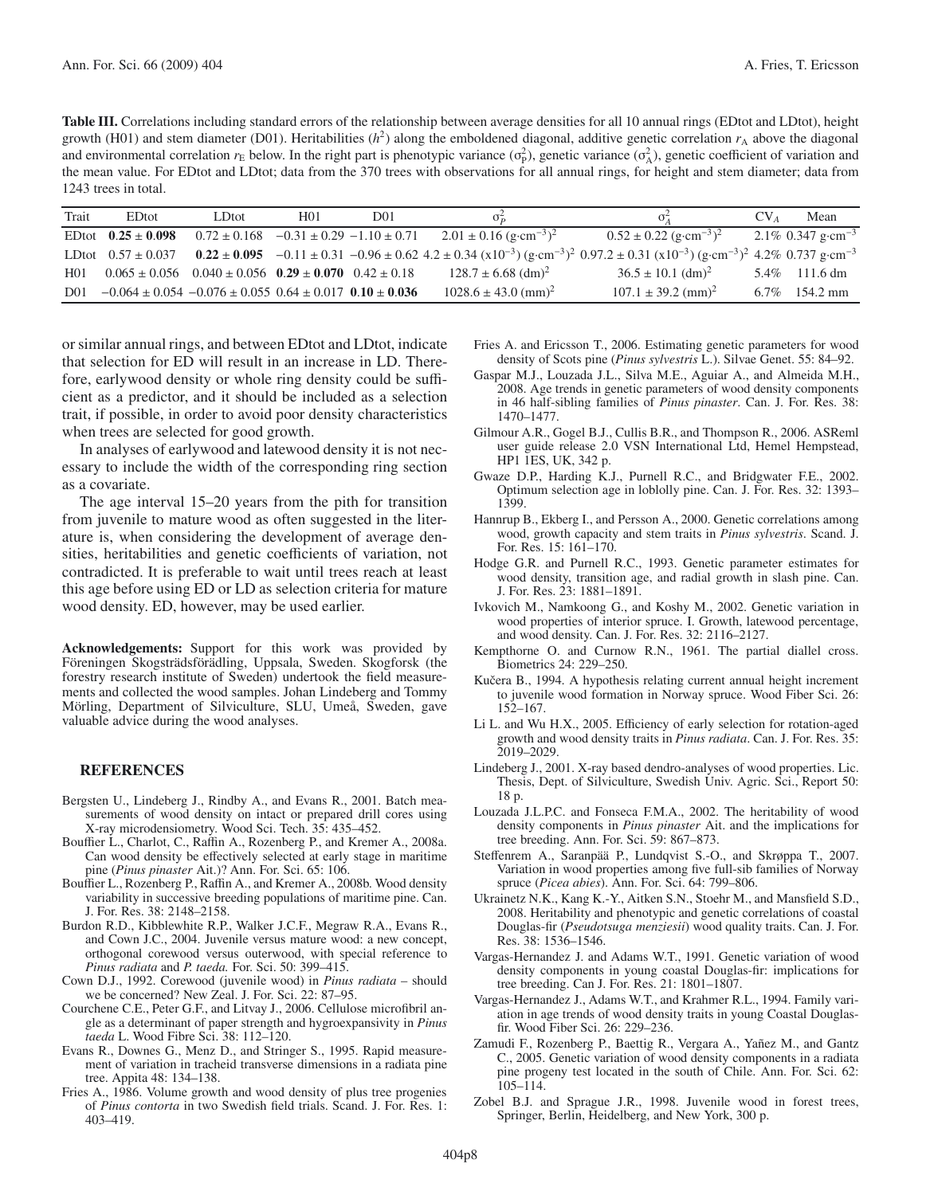**Table III.** Correlations including standard errors of the relationship between average densities for all 10 annual rings (EDtot and LDtot), height growth (H01) and stem diameter (D01). Heritabilities ($h^2$) along the emboldened diagonal, additive genetic correlation $r_A$ above the diagonal and environmental correlation $r_E$ below. In the right part is phenotypic variance ($\sigma_P^2$), genetic variance ($\sigma_A^2$), genetic coefficient of variation and the mean value. For EDtot and LDtot; data from the 370 trees with observations for all annual rings, for height and stem diameter; data from 1243 trees in total.

| Trait | EDtot | LDtot | H01 | D01 | $\sigma_P^2$ | $\sigma_A^2$ | $CV_A$ | Mean |
|---|---|---|---|---|---|---|---|---|
| EDtot | **0.25 ± 0.098** | 0.72 ± 0.168 | −0.31 ± 0.29 | −1.10 ± 0.71 | 2.01 ± 0.16 $(g \cdot cm^{-3})^2$ | 0.52 ± 0.22 $(g \cdot cm^{-3})^2$ | 2.1% | 0.347 $g \cdot cm^{-3}$ |
| LDtot | 0.57 ± 0.037 | **0.22 ± 0.095** | −0.11 ± 0.31 | −0.96 ± 0.62 | 4.2 ± 0.34 $(x10^{-3})$ $(g \cdot cm^{-3})^2$ | 0.97.2 ± 0.31 $(x10^{-3})$ $(g \cdot cm^{-3})^2$ | 4.2% | 0.737 $g \cdot cm^{-3}$ |
| H01 | 0.065 ± 0.056 | 0.040 ± 0.056 | **0.29 ± 0.070** | 0.42 ± 0.18 | 128.7 ± 6.68 $(dm)^2$ | 36.5 ± 10.1 $(dm)^2$ | 5.4% | 111.6 dm |
| D01 | −0.064 ± 0.054 | −0.076 ± 0.055 | 0.64 ± 0.017 | **0.10 ± 0.036** | 1028.6 ± 43.0 $(mm)^2$ | 107.1 ± 39.2 $(mm)^2$ | 6.7% | 154.2 mm |

or similar annual rings, and between EDtot and LDtot, indicate that selection for ED will result in an increase in LD. Therefore, earlywood density or whole ring density could be sufficient as a predictor, and it should be included as a selection trait, if possible, in order to avoid poor density characteristics when trees are selected for good growth.

In analyses of earlywood and latewood density it is not necessary to include the width of the corresponding ring section as a covariate.

The age interval 15–20 years from the pith for transition from juvenile to mature wood as often suggested in the literature is, when considering the development of average densities, heritabilities and genetic coefficients of variation, not contradicted. It is preferable to wait until trees reach at least this age before using ED or LD as selection criteria for mature wood density. ED, however, may be used earlier.

**Acknowledgements:** Support for this work was provided by Föreningen Skogsträdsförädling, Uppsala, Sweden. Skogforsk (the forestry research institute of Sweden) undertook the field measurements and collected the wood samples. Johan Lindeberg and Tommy Mörling, Department of Silviculture, SLU, Umeå, Sweden, gave valuable advice during the wood analyses.

## REFERENCES

Bergsten U., Lindeberg J., Rindby A., and Evans R., 2001. Batch measurements of wood density on intact or prepared drill cores using X-ray microdensiometry. Wood Sci. Tech. 35: 435–452.

Bouffier L., Charlot, C., Raffin A., Rozenberg P., and Kremer A., 2008a. Can wood density be effectively selected at early stage in maritime pine (*Pinus pinaster* Ait.)? Ann. For. Sci. 65: 106.

Bouffier L., Rozenberg P., Raffin A., and Kremer A., 2008b. Wood density variability in successive breeding populations of maritime pine. Can. J. For. Res. 38: 2148–2158.

Burdon R.D., Kibblewhite R.P., Walker J.C.F., Megraw R.A., Evans R., and Cown J.C., 2004. Juvenile versus mature wood: a new concept, orthogonal corewood versus outerwood, with special reference to *Pinus radiata* and *P. taeda.* For. Sci. 50: 399–415.

Cown D.J., 1992. Corewood (juvenile wood) in *Pinus radiata* – should we be concerned? New Zeal. J. For. Sci. 22: 87–95.

Courchene C.E., Peter G.F., and Litvay J., 2006. Cellulose microfibril angle as a determinant of paper strength and hygroexpansivity in *Pinus taeda* L. Wood Fibre Sci. 38: 112–120.

Evans R., Downes G., Menz D., and Stringer S., 1995. Rapid measurement of variation in tracheid transverse dimensions in a radiata pine tree. Appita 48: 134–138.

Fries A., 1986. Volume growth and wood density of plus tree progenies of *Pinus contorta* in two Swedish field trials. Scand. J. For. Res. 1: 403–419.

Fries A. and Ericsson T., 2006. Estimating genetic parameters for wood density of Scots pine (*Pinus sylvestris* L.). Silvae Genet. 55: 84–92.

Gaspar M.J., Louzada J.L., Silva M.E., Aguiar A., and Almeida M.H., 2008. Age trends in genetic parameters of wood density components in 46 half-sibling families of *Pinus pinaster*. Can. J. For. Res. 38: 1470–1477.

Gilmour A.R., Gogel B.J., Cullis B.R., and Thompson R., 2006. ASReml user guide release 2.0 VSN International Ltd, Hemel Hempstead, HP1 1ES, UK, 342 p.

Gwaze D.P., Harding K.J., Purnell R.C., and Bridgwater F.E., 2002. Optimum selection age in loblolly pine. Can. J. For. Res. 32: 1393–1399.

Hannrup B., Ekberg I., and Persson A., 2000. Genetic correlations among wood, growth capacity and stem traits in *Pinus sylvestris*. Scand. J. For. Res. 15: 161–170.

Hodge G.R. and Purnell R.C., 1993. Genetic parameter estimates for wood density, transition age, and radial growth in slash pine. Can. J. For. Res. 23: 1881–1891.

Ivkovich M., Namkoong G., and Koshy M., 2002. Genetic variation in wood properties of interior spruce. I. Growth, latewood percentage, and wood density. Can. J. For. Res. 32: 2116–2127.

Kempthorne O. and Curnow R.N., 1961. The partial diallel cross. Biometrics 24: 229–250.

Kučera B., 1994. A hypothesis relating current annual height increment to juvenile wood formation in Norway spruce. Wood Fiber Sci. 26: 152–167.

Li L. and Wu H.X., 2005. Efficiency of early selection for rotation-aged growth and wood density traits in *Pinus radiata*. Can. J. For. Res. 35: 2019–2029.

Lindeberg J., 2001. X-ray based dendro-analyses of wood properties. Lic. Thesis, Dept. of Silviculture, Swedish Univ. Agric. Sci., Report 50: 18 p.

Louzada J.L.P.C. and Fonseca F.M.A., 2002. The heritability of wood density components in *Pinus pinaster* Ait. and the implications for tree breeding. Ann. For. Sci. 59: 867–873.

Steffenrem A., Saranpää P., Lundqvist S.-O., and Skrøppa T., 2007. Variation in wood properties among five full-sib families of Norway spruce (*Picea abies*). Ann. For. Sci. 64: 799–806.

Ukrainetz N.K., Kang K.-Y., Aitken S.N., Stoehr M., and Mansfield S.D., 2008. Heritability and phenotypic and genetic correlations of coastal Douglas-fir (*Pseudotsuga menziesii*) wood quality traits. Can. J. For. Res. 38: 1536–1546.

Vargas-Hernandez J. and Adams W.T., 1991. Genetic variation of wood density components in young coastal Douglas-fir: implications for tree breeding. Can J. For. Res. 21: 1801–1807.

Vargas-Hernandez J., Adams W.T., and Krahmer R.L., 1994. Family variation in age trends of wood density traits in young Coastal Douglas-fir. Wood Fiber Sci. 26: 229–236.

Zamudi F., Rozenberg P., Baettig R., Vergara A., Yañez M., and Gantz C., 2005. Genetic variation of wood density components in a radiata pine progeny test located in the south of Chile. Ann. For. Sci. 62: 105–114.

Zobel B.J. and Sprague J.R., 1998. Juvenile wood in forest trees, Springer, Berlin, Heidelberg, and New York, 300 p.